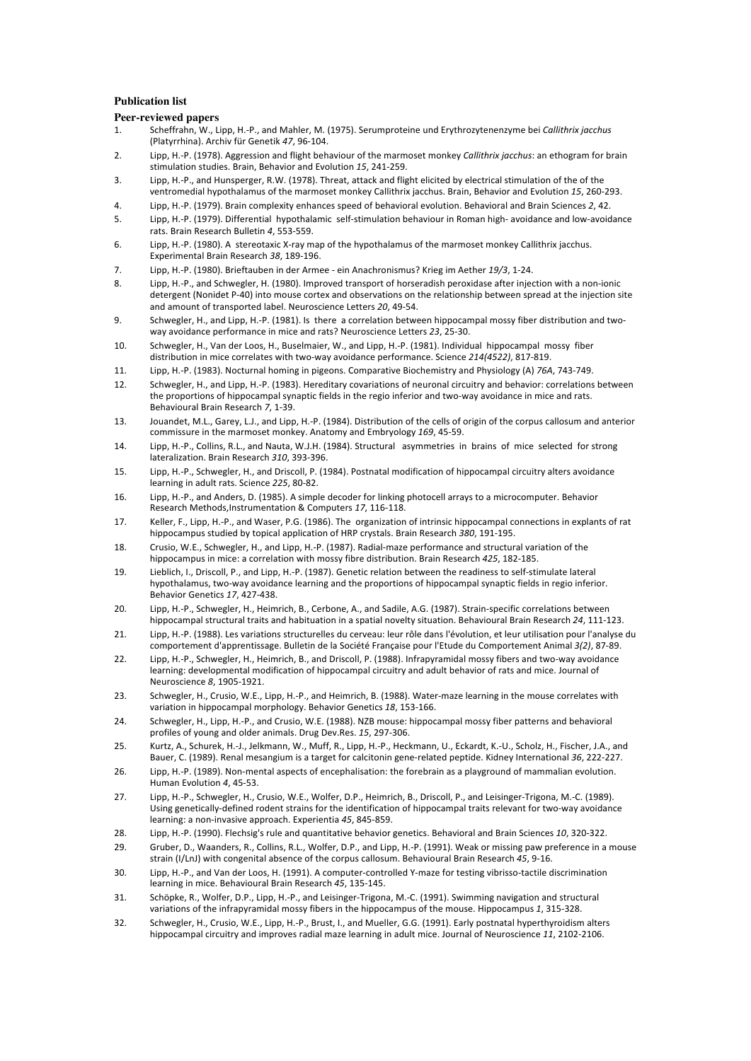**Publication list**

**Peer-reviewed papers**

1. Scheffrahn, W., Lipp, H.-P., and Mahler, M. (1975). Serumproteine und Erythrozytenenzyme bei *Callithrix jacchus* (Platyrrhina). Archiv für Genetik *47*, 96-104.
2. Lipp, H.-P. (1978). Aggression and flight behaviour of the marmoset monkey *Callithrix jacchus*: an ethogram for brain stimulation studies. Brain, Behavior and Evolution *15*, 241-259.
3. Lipp, H.-P., and Hunsperger, R.W. (1978). Threat, attack and flight elicited by electrical stimulation of the of the ventromedial hypothalamus of the marmoset monkey Callithrix jacchus. Brain, Behavior and Evolution *15*, 260-293.
4. Lipp, H.-P. (1979). Brain complexity enhances speed of behavioral evolution. Behavioral and Brain Sciences *2*, 42.
5. Lipp, H.-P. (1979). Differential hypothalamic self-stimulation behaviour in Roman high- avoidance and low-avoidance rats. Brain Research Bulletin *4*, 553-559.
6. Lipp, H.-P. (1980). A stereotaxic X-ray map of the hypothalamus of the marmoset monkey Callithrix jacchus. Experimental Brain Research *38*, 189-196.
7. Lipp, H.-P. (1980). Brieftauben in der Armee - ein Anachronismus? Krieg im Aether *19/3*, 1-24.
8. Lipp, H.-P., and Schwegler, H. (1980). Improved transport of horseradish peroxidase after injection with a non-ionic detergent (Nonidet P-40) into mouse cortex and observations on the relationship between spread at the injection site and amount of transported label. Neuroscience Letters *20*, 49-54.
9. Schwegler, H., and Lipp, H.-P. (1981). Is there a correlation between hippocampal mossy fiber distribution and two-way avoidance performance in mice and rats? Neuroscience Letters *23*, 25-30.
10. Schwegler, H., Van der Loos, H., Buselmaier, W., and Lipp, H.-P. (1981). Individual hippocampal mossy fiber distribution in mice correlates with two-way avoidance performance. Science *214(4522)*, 817-819.
11. Lipp, H.-P. (1983). Nocturnal homing in pigeons. Comparative Biochemistry and Physiology (A) *76A*, 743-749.
12. Schwegler, H., and Lipp, H.-P. (1983). Hereditary covariations of neuronal circuitry and behavior: correlations between the proportions of hippocampal synaptic fields in the regio inferior and two-way avoidance in mice and rats. Behavioural Brain Research *7*, 1-39.
13. Jouandet, M.L., Garey, L.J., and Lipp, H.-P. (1984). Distribution of the cells of origin of the corpus callosum and anterior commissure in the marmoset monkey. Anatomy and Embryology *169*, 45-59.
14. Lipp, H.-P., Collins, R.L., and Nauta, W.J.H. (1984). Structural asymmetries in brains of mice selected for strong lateralization. Brain Research *310*, 393-396.
15. Lipp, H.-P., Schwegler, H., and Driscoll, P. (1984). Postnatal modification of hippocampal circuitry alters avoidance learning in adult rats. Science *225*, 80-82.
16. Lipp, H.-P., and Anders, D. (1985). A simple decoder for linking photocell arrays to a microcomputer. Behavior Research Methods,Instrumentation & Computers *17*, 116-118.
17. Keller, F., Lipp, H.-P., and Waser, P.G. (1986). The organization of intrinsic hippocampal connections in explants of rat hippocampus studied by topical application of HRP crystals. Brain Research *380*, 191-195.
18. Crusio, W.E., Schwegler, H., and Lipp, H.-P. (1987). Radial-maze performance and structural variation of the hippocampus in mice: a correlation with mossy fibre distribution. Brain Research *425*, 182-185.
19. Lieblich, I., Driscoll, P., and Lipp, H.-P. (1987). Genetic relation between the readiness to self-stimulate lateral hypothalamus, two-way avoidance learning and the proportions of hippocampal synaptic fields in regio inferior. Behavior Genetics *17*, 427-438.
20. Lipp, H.-P., Schwegler, H., Heimrich, B., Cerbone, A., and Sadile, A.G. (1987). Strain-specific correlations between hippocampal structural traits and habituation in a spatial novelty situation. Behavioural Brain Research *24*, 111-123.
21. Lipp, H.-P. (1988). Les variations structurelles du cerveau: leur rôle dans l'évolution, et leur utilisation pour l'analyse du comportement d'apprentissage. Bulletin de la Société Française pour l'Etude du Comportement Animal *3(2)*, 87-89.
22. Lipp, H.-P., Schwegler, H., Heimrich, B., and Driscoll, P. (1988). Infrapyramidal mossy fibers and two-way avoidance learning: developmental modification of hippocampal circuitry and adult behavior of rats and mice. Journal of Neuroscience *8*, 1905-1921.
23. Schwegler, H., Crusio, W.E., Lipp, H.-P., and Heimrich, B. (1988). Water-maze learning in the mouse correlates with variation in hippocampal morphology. Behavior Genetics *18*, 153-166.
24. Schwegler, H., Lipp, H.-P., and Crusio, W.E. (1988). NZB mouse: hippocampal mossy fiber patterns and behavioral profiles of young and older animals. Drug Dev.Res. *15*, 297-306.
25. Kurtz, A., Schurek, H.-J., Jelkmann, W., Muff, R., Lipp, H.-P., Heckmann, U., Eckardt, K.-U., Scholz, H., Fischer, J.A., and Bauer, C. (1989). Renal mesangium is a target for calcitonin gene-related peptide. Kidney International *36*, 222-227.
26. Lipp, H.-P. (1989). Non-mental aspects of encephalisation: the forebrain as a playground of mammalian evolution. Human Evolution *4*, 45-53.
27. Lipp, H.-P., Schwegler, H., Crusio, W.E., Wolfer, D.P., Heimrich, B., Driscoll, P., and Leisinger-Trigona, M.-C. (1989). Using genetically-defined rodent strains for the identification of hippocampal traits relevant for two-way avoidance learning: a non-invasive approach. Experientia *45*, 845-859.
28. Lipp, H.-P. (1990). Flechsig's rule and quantitative behavior genetics. Behavioral and Brain Sciences *10*, 320-322.
29. Gruber, D., Waanders, R., Collins, R.L., Wolfer, D.P., and Lipp, H.-P. (1991). Weak or missing paw preference in a mouse strain (I/LnJ) with congenital absence of the corpus callosum. Behavioural Brain Research *45*, 9-16.
30. Lipp, H.-P., and Van der Loos, H. (1991). A computer-controlled Y-maze for testing vibrisso-tactile discrimination learning in mice. Behavioural Brain Research *45*, 135-145.
31. Schöpke, R., Wolfer, D.P., Lipp, H.-P., and Leisinger-Trigona, M.-C. (1991). Swimming navigation and structural variations of the infrapyramidal mossy fibers in the hippocampus of the mouse. Hippocampus *1*, 315-328.
32. Schwegler, H., Crusio, W.E., Lipp, H.-P., Brust, I., and Mueller, G.G. (1991). Early postnatal hyperthyroidism alters hippocampal circuitry and improves radial maze learning in adult mice. Journal of Neuroscience *11*, 2102-2106.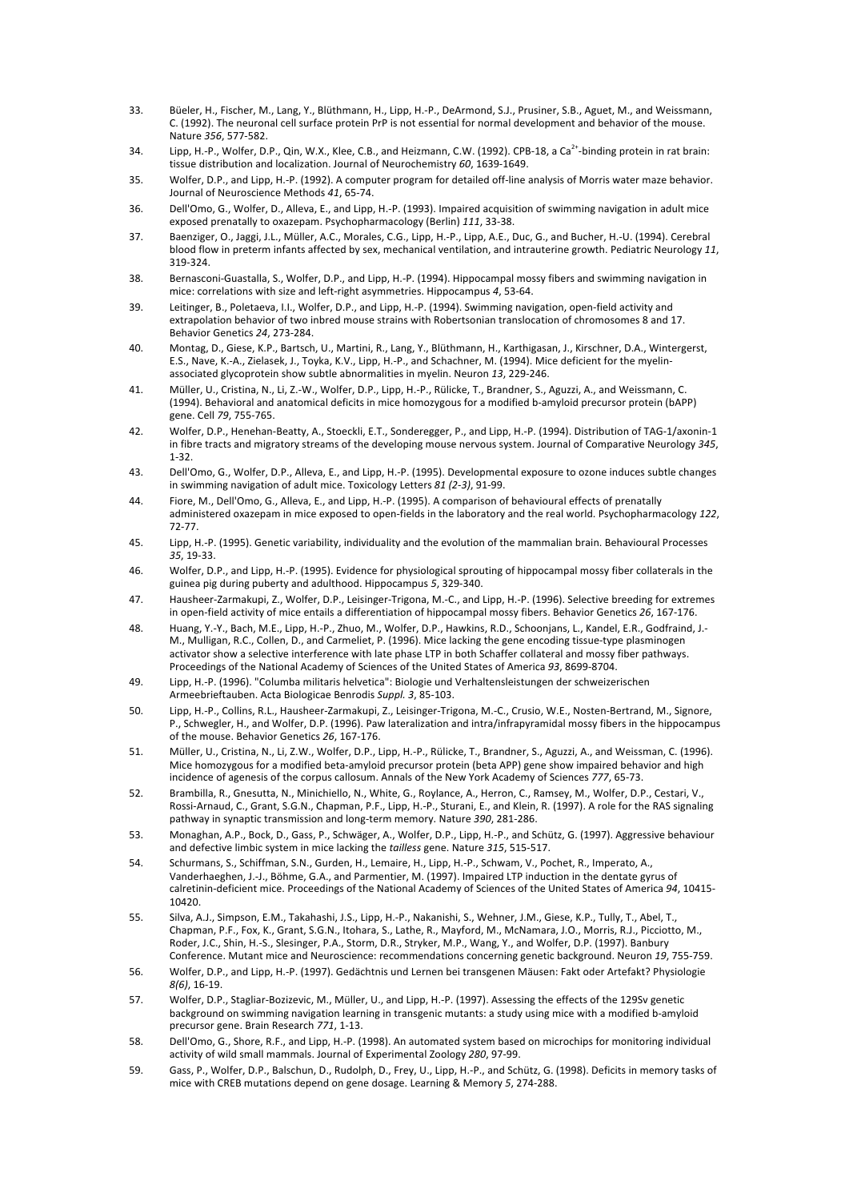33. Büeler, H., Fischer, M., Lang, Y., Blüthmann, H., Lipp, H.-P., DeArmond, S.J., Prusiner, S.B., Aguet, M., and Weissmann, C. (1992). The neuronal cell surface protein PrP is not essential for normal development and behavior of the mouse. Nature *356*, 577-582.
34. Lipp, H.-P., Wolfer, D.P., Qin, W.X., Klee, C.B., and Heizmann, C.W. (1992). CPB-18, a $Ca^{2+}$-binding protein in rat brain: tissue distribution and localization. Journal of Neurochemistry *60*, 1639-1649.
35. Wolfer, D.P., and Lipp, H.-P. (1992). A computer program for detailed off-line analysis of Morris water maze behavior. Journal of Neuroscience Methods *41*, 65-74.
36. Dell'Omo, G., Wolfer, D., Alleva, E., and Lipp, H.-P. (1993). Impaired acquisition of swimming navigation in adult mice exposed prenatally to oxazepam. Psychopharmacology (Berlin) *111*, 33-38.
37. Baenziger, O., Jaggi, J.L., Müller, A.C., Morales, C.G., Lipp, H.-P., Lipp, A.E., Duc, G., and Bucher, H.-U. (1994). Cerebral blood flow in preterm infants affected by sex, mechanical ventilation, and intrauterine growth. Pediatric Neurology *11*, 319-324.
38. Bernasconi-Guastalla, S., Wolfer, D.P., and Lipp, H.-P. (1994). Hippocampal mossy fibers and swimming navigation in mice: correlations with size and left-right asymmetries. Hippocampus *4*, 53-64.
39. Leitinger, B., Poletaeva, I.I., Wolfer, D.P., and Lipp, H.-P. (1994). Swimming navigation, open-field activity and extrapolation behavior of two inbred mouse strains with Robertsonian translocation of chromosomes 8 and 17. Behavior Genetics *24*, 273-284.
40. Montag, D., Giese, K.P., Bartsch, U., Martini, R., Lang, Y., Blüthmann, H., Karthigasan, J., Kirschner, D.A., Wintergerst, E.S., Nave, K.-A., Zielasek, J., Toyka, K.V., Lipp, H.-P., and Schachner, M. (1994). Mice deficient for the myelin-associated glycoprotein show subtle abnormalities in myelin. Neuron *13*, 229-246.
41. Müller, U., Cristina, N., Li, Z.-W., Wolfer, D.P., Lipp, H.-P., Rülicke, T., Brandner, S., Aguzzi, A., and Weissmann, C. (1994). Behavioral and anatomical deficits in mice homozygous for a modified b-amyloid precursor protein (bAPP) gene. Cell *79*, 755-765.
42. Wolfer, D.P., Henehan-Beatty, A., Stoeckli, E.T., Sonderegger, P., and Lipp, H.-P. (1994). Distribution of TAG-1/axonin-1 in fibre tracts and migratory streams of the developing mouse nervous system. Journal of Comparative Neurology *345*, 1-32.
43. Dell'Omo, G., Wolfer, D.P., Alleva, E., and Lipp, H.-P. (1995). Developmental exposure to ozone induces subtle changes in swimming navigation of adult mice. Toxicology Letters *81 (2-3)*, 91-99.
44. Fiore, M., Dell'Omo, G., Alleva, E., and Lipp, H.-P. (1995). A comparison of behavioural effects of prenatally administered oxazepam in mice exposed to open-fields in the laboratory and the real world. Psychopharmacology *122*, 72-77.
45. Lipp, H.-P. (1995). Genetic variability, individuality and the evolution of the mammalian brain. Behavioural Processes *35*, 19-33.
46. Wolfer, D.P., and Lipp, H.-P. (1995). Evidence for physiological sprouting of hippocampal mossy fiber collaterals in the guinea pig during puberty and adulthood. Hippocampus *5*, 329-340.
47. Hausheer-Zarmakupi, Z., Wolfer, D.P., Leisinger-Trigona, M.-C., and Lipp, H.-P. (1996). Selective breeding for extremes in open-field activity of mice entails a differentiation of hippocampal mossy fibers. Behavior Genetics *26*, 167-176.
48. Huang, Y.-Y., Bach, M.E., Lipp, H.-P., Zhuo, M., Wolfer, D.P., Hawkins, R.D., Schoonjans, L., Kandel, E.R., Godfraind, J.-M., Mulligan, R.C., Collen, D., and Carmeliet, P. (1996). Mice lacking the gene encoding tissue-type plasminogen activator show a selective interference with late phase LTP in both Schaffer collateral and mossy fiber pathways. Proceedings of the National Academy of Sciences of the United States of America *93*, 8699-8704.
49. Lipp, H.-P. (1996). "Columba militaris helvetica": Biologie und Verhaltensleistungen der schweizerischen Armeebrieftauben. Acta Biologicae Benrodis *Suppl. 3*, 85-103.
50. Lipp, H.-P., Collins, R.L., Hausheer-Zarmakupi, Z., Leisinger-Trigona, M.-C., Crusio, W.E., Nosten-Bertrand, M., Signore, P., Schwegler, H., and Wolfer, D.P. (1996). Paw lateralization and intra/infrapyramidal mossy fibers in the hippocampus of the mouse. Behavior Genetics *26*, 167-176.
51. Müller, U., Cristina, N., Li, Z.W., Wolfer, D.P., Lipp, H.-P., Rülicke, T., Brandner, S., Aguzzi, A., and Weissman, C. (1996). Mice homozygous for a modified beta-amyloid precursor protein (beta APP) gene show impaired behavior and high incidence of agenesis of the corpus callosum. Annals of the New York Academy of Sciences *777*, 65-73.
52. Brambilla, R., Gnesutta, N., Minichiello, N., White, G., Roylance, A., Herron, C., Ramsey, M., Wolfer, D.P., Cestari, V., Rossi-Arnaud, C., Grant, S.G.N., Chapman, P.F., Lipp, H.-P., Sturani, E., and Klein, R. (1997). A role for the RAS signaling pathway in synaptic transmission and long-term memory. Nature *390*, 281-286.
53. Monaghan, A.P., Bock, D., Gass, P., Schwäger, A., Wolfer, D.P., Lipp, H.-P., and Schütz, G. (1997). Aggressive behaviour and defective limbic system in mice lacking the *tailless* gene. Nature *315*, 515-517.
54. Schurmans, S., Schiffman, S.N., Gurden, H., Lemaire, H., Lipp, H.-P., Schwam, V., Pochet, R., Imperato, A., Vanderhaeghen, J.-J., Böhme, G.A., and Parmentier, M. (1997). Impaired LTP induction in the dentate gyrus of calretinin-deficient mice. Proceedings of the National Academy of Sciences of the United States of America *94*, 10415-10420.
55. Silva, A.J., Simpson, E.M., Takahashi, J.S., Lipp, H.-P., Nakanishi, S., Wehner, J.M., Giese, K.P., Tully, T., Abel, T., Chapman, P.F., Fox, K., Grant, S.G.N., Itohara, S., Lathe, R., Mayford, M., McNamara, J.O., Morris, R.J., Picciotto, M., Roder, J.C., Shin, H.-S., Slesinger, P.A., Storm, D.R., Stryker, M.P., Wang, Y., and Wolfer, D.P. (1997). Banbury Conference. Mutant mice and Neuroscience: recommendations concerning genetic background. Neuron *19*, 755-759.
56. Wolfer, D.P., and Lipp, H.-P. (1997). Gedächtnis und Lernen bei transgenen Mäusen: Fakt oder Artefakt? Physiologie *8(6)*, 16-19.
57. Wolfer, D.P., Stagliar-Bozizevic, M., Müller, U., and Lipp, H.-P. (1997). Assessing the effects of the 129Sv genetic background on swimming navigation learning in transgenic mutants: a study using mice with a modified b-amyloid precursor gene. Brain Research *771*, 1-13.
58. Dell'Omo, G., Shore, R.F., and Lipp, H.-P. (1998). An automated system based on microchips for monitoring individual activity of wild small mammals. Journal of Experimental Zoology *280*, 97-99.
59. Gass, P., Wolfer, D.P., Balschun, D., Rudolph, D., Frey, U., Lipp, H.-P., and Schütz, G. (1998). Deficits in memory tasks of mice with CREB mutations depend on gene dosage. Learning & Memory *5*, 274-288.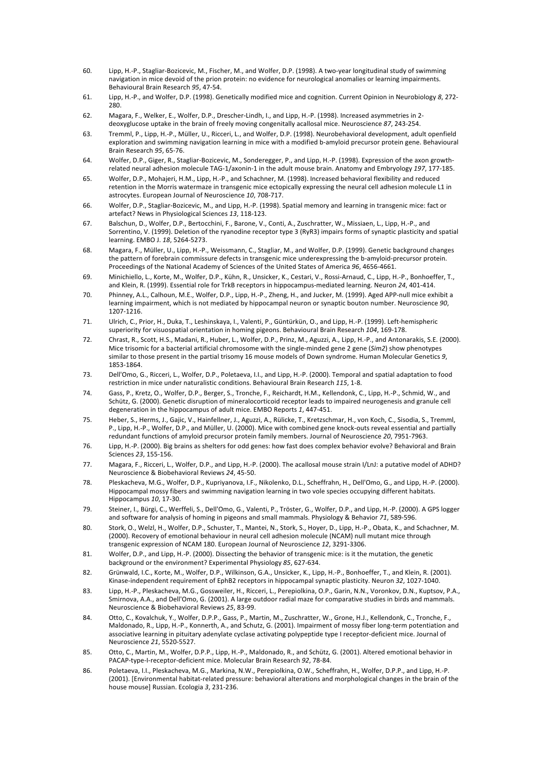60. Lipp, H.-P., Stagliar-Bozicevic, M., Fischer, M., and Wolfer, D.P. (1998). A two-year longitudinal study of swimming navigation in mice devoid of the prion protein: no evidence for neurological anomalies or learning impairments. Behavioural Brain Research *95*, 47-54.

61. Lipp, H.-P., and Wolfer, D.P. (1998). Genetically modified mice and cognition. Current Opinion in Neurobiology *8*, 272-280.

62. Magara, F., Welker, E., Wolfer, D.P., Drescher-Lindh, I., and Lipp, H.-P. (1998). Increased asymmetries in 2-deoxyglucose uptake in the brain of freely moving congenitally acallosal mice. Neuroscience *87*, 243-254.

63. Tremml, P., Lipp, H.-P., Müller, U., Ricceri, L., and Wolfer, D.P. (1998). Neurobehavioral development, adult openfield exploration and swimming navigation learning in mice with a modified b-amyloid precursor protein gene. Behavioural Brain Research *95*, 65-76.

64. Wolfer, D.P., Giger, R., Stagliar-Bozicevic, M., Sonderegger, P., and Lipp, H.-P. (1998). Expression of the axon growth-related neural adhesion molecule TAG-1/axonin-1 in the adult mouse brain. Anatomy and Embryology *197*, 177-185.

65. Wolfer, D.P., Mohajeri, H.M., Lipp, H.-P., and Schachner, M. (1998). Increased behavioral flexibility and reduced retention in the Morris watermaze in transgenic mice ectopically expressing the neural cell adhesion molecule L1 in astrocytes. European Journal of Neuroscience *10*, 708-717.

66. Wolfer, D.P., Stagliar-Bozicevic, M., and Lipp, H.-P. (1998). Spatial memory and learning in transgenic mice: fact or artefact? News in Physiological Sciences *13*, 118-123.

67. Balschun, D., Wolfer, D.P., Bertocchini, F., Barone, V., Conti, A., Zuschratter, W., Missiaen, L., Lipp, H.-P., and Sorrentino, V. (1999). Deletion of the ryanodine receptor type 3 (RyR3) impairs forms of synaptic plasticity and spatial learning. EMBO J. *18*, 5264-5273.

68. Magara, F., Müller, U., Lipp, H.-P., Weissmann, C., Stagliar, M., and Wolfer, D.P. (1999). Genetic background changes the pattern of forebrain commissure defects in transgenic mice underexpressing the b-amyloid-precursor protein. Proceedings of the National Academy of Sciences of the United States of America *96*, 4656-4661.

69. Minichiello, L., Korte, M., Wolfer, D.P., Kühn, R., Unsicker, K., Cestari, V., Rossi-Arnaud, C., Lipp, H.-P., Bonhoeffer, T., and Klein, R. (1999). Essential role for TrkB receptors in hippocampus-mediated learning. Neuron *24*, 401-414.

70. Phinney, A.L., Calhoun, M.E., Wolfer, D.P., Lipp, H.-P., Zheng, H., and Jucker, M. (1999). Aged APP-null mice exhibit a learning impairment, which is not mediated by hippocampal neuron or synaptic bouton number. Neuroscience *90*, 1207-1216.

71. Ulrich, C., Prior, H., Duka, T., Leshinskaya, I., Valenti, P., Güntürkün, O., and Lipp, H.-P. (1999). Left-hemispheric superiority for visuospatial orientation in homing pigeons. Behavioural Brain Research *104*, 169-178.

72. Chrast, R., Scott, H.S., Madani, R., Huber, L., Wolfer, D.P., Prinz, M., Aguzzi, A., Lipp, H.-P., and Antonarakis, S.E. (2000). Mice trisomic for a bacterial artificial chromosome with the single-minded gene 2 gene (*Sim2*) show phenotypes similar to those present in the partial trisomy 16 mouse models of Down syndrome. Human Molecular Genetics *9*, 1853-1864.

73. Dell'Omo, G., Ricceri, L., Wolfer, D.P., Poletaeva, I.I., and Lipp, H.-P. (2000). Temporal and spatial adaptation to food restriction in mice under naturalistic conditions. Behavioural Brain Research *115*, 1-8.

74. Gass, P., Kretz, O., Wolfer, D.P., Berger, S., Tronche, F., Reichardt, H.M., Kellendonk, C., Lipp, H.-P., Schmid, W., and Schütz, G. (2000). Genetic disruption of mineralocorticoid receptor leads to impaired neurogenesis and granule cell degeneration in the hippocampus of adult mice. EMBO Reports *1*, 447-451.

75. Heber, S., Herms, J., Gajic, V., Hainfellner, J., Aguzzi, A., Rülicke, T., Kretzschmar, H., von Koch, C., Sisodia, S., Tremml, P., Lipp, H.-P., Wolfer, D.P., and Müller, U. (2000). Mice with combined gene knock-outs reveal essential and partially redundant functions of amyloid precursor protein family members. Journal of Neuroscience *20*, 7951-7963.

76. Lipp, H.-P. (2000). Big brains as shelters for odd genes: how fast does complex behavior evolve? Behavioral and Brain Sciences *23*, 155-156.

77. Magara, F., Ricceri, L., Wolfer, D.P., and Lipp, H.-P. (2000). The acallosal mouse strain I/LnJ: a putative model of ADHD? Neuroscience & Biobehavioral Reviews *24*, 45-50.

78. Pleskacheva, M.G., Wolfer, D.P., Kupriyanova, I.F., Nikolenko, D.L., Scheffrahn, H., Dell'Omo, G., and Lipp, H.-P. (2000). Hippocampal mossy fibers and swimming navigation learning in two vole species occupying different habitats. Hippocampus *10*, 17-30.

79. Steiner, I., Bürgi, C., Werffeli, S., Dell'Omo, G., Valenti, P., Tröster, G., Wolfer, D.P., and Lipp, H.-P. (2000). A GPS logger and software for analysis of homing in pigeons and small mammals. Physiology & Behavior *71*, 589-596.

80. Stork, O., Welzl, H., Wolfer, D.P., Schuster, T., Mantei, N., Stork, S., Hoyer, D., Lipp, H.-P., Obata, K., and Schachner, M. (2000). Recovery of emotional behaviour in neural cell adhesion molecule (NCAM) null mutant mice through transgenic expression of NCAM 180. European Journal of Neuroscience *12*, 3291-3306.

81. Wolfer, D.P., and Lipp, H.-P. (2000). Dissecting the behavior of transgenic mice: is it the mutation, the genetic background or the environment? Experimental Physiology *85*, 627-634.

82. Grünwald, I.C., Korte, M., Wolfer, D.P., Wilkinson, G.A., Unsicker, K., Lipp, H.-P., Bonhoeffer, T., and Klein, R. (2001). Kinase-independent requirement of EphB2 receptors in hippocampal synaptic plasticity. Neuron *32*, 1027-1040.

83. Lipp, H.-P., Pleskacheva, M.G., Gossweiler, H., Ricceri, L., Perepiolkina, O.P., Garin, N.N., Voronkov, D.N., Kuptsov, P.A., Smirnova, A.A., and Dell'Omo, G. (2001). A large outdoor radial maze for comparative studies in birds and mammals. Neuroscience & Biobehavioral Reviews *25*, 83-99.

84. Otto, C., Kovalchuk, Y., Wolfer, D.P.P., Gass, P., Martin, M., Zuschratter, W., Grone, H.J., Kellendonk, C., Tronche, F., Maldonado, R., Lipp, H.-P., Konnerth, A., and Schutz, G. (2001). Impairment of mossy fiber long-term potentiation and associative learning in pituitary adenylate cyclase activating polypeptide type I receptor-deficient mice. Journal of Neuroscience *21*, 5520-5527.

85. Otto, C., Martin, M., Wolfer, D.P.P., Lipp, H.-P., Maldonado, R., and Schütz, G. (2001). Altered emotional behavior in PACAP-type-I-receptor-deficient mice. Molecular Brain Research *92*, 78-84.

86. Poletaeva, I.I., Pleskacheva, M.G., Markina, N.W., Perepiolkina, O.W., Scheffrahn, H., Wolfer, D.P.P., and Lipp, H.-P. (2001). [Environmental habitat-related pressure: behavioral alterations and morphological changes in the brain of the house mouse] Russian. Ecologia *3*, 231-236.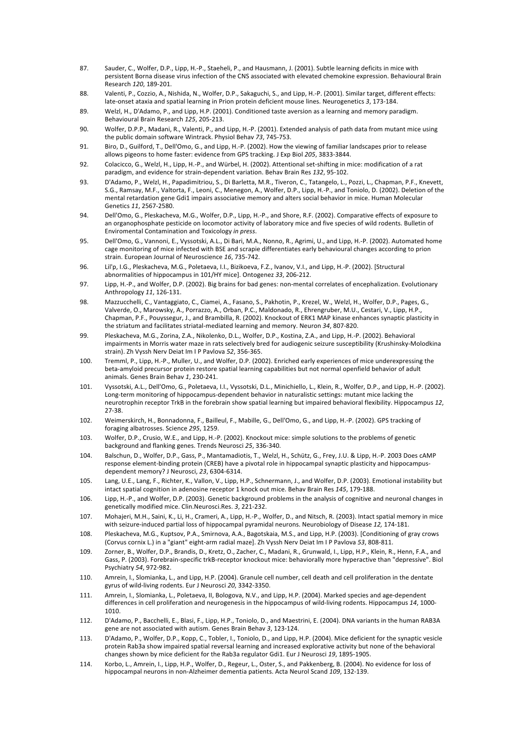87. Sauder, C., Wolfer, D.P., Lipp, H.-P., Staeheli, P., and Hausmann, J. (2001). Subtle learning deficits in mice with persistent Borna disease virus infection of the CNS associated with elevated chemokine expression. Behavioural Brain Research *120*, 189-201.
88. Valenti, P., Cozzio, A., Nishida, N., Wolfer, D.P., Sakaguchi, S., and Lipp, H.-P. (2001). Similar target, different effects: late-onset ataxia and spatial learning in Prion protein deficient mouse lines. Neurogenetics *3*, 173-184.
89. Welzl, H., D'Adamo, P., and Lipp, H.P. (2001). Conditioned taste aversion as a learning and memory paradigm. Behavioural Brain Research *125*, 205-213.
90. Wolfer, D.P.P., Madani, R., Valenti, P., and Lipp, H.-P. (2001). Extended analysis of path data from mutant mice using the public domain software Wintrack. Physiol Behav *73*, 745-753.
91. Biro, D., Guilford, T., Dell'Omo, G., and Lipp, H.-P. (2002). How the viewing of familiar landscapes prior to release allows pigeons to home faster: evidence from GPS tracking. J Exp Biol *205*, 3833-3844.
92. Colacicco, G., Welzl, H., Lipp, H.-P., and Würbel, H. (2002). Attentional set-shifting in mice: modification of a rat paradigm, and evidence for strain-dependent variation. Behav Brain Res *132*, 95-102.
93. D'Adamo, P., Welzl, H., Papadimitriou, S., Di Barletta, M.R., Tiveron, C., Tatangelo, L., Pozzi, L., Chapman, P.F., Knevett, S.G., Ramsay, M.F., Valtorta, F., Leoni, C., Menegon, A., Wolfer, D.P., Lipp, H.-P., and Toniolo, D. (2002). Deletion of the mental retardation gene Gdi1 impairs associative memory and alters social behavior in mice. Human Molecular Genetics *11*, 2567-2580.
94. Dell'Omo, G., Pleskacheva, M.G., Wolfer, D.P., Lipp, H.-P., and Shore, R.F. (2002). Comparative effects of exposure to an organophosphate pesticide on locomotor activity of laboratory mice and five species of wild rodents. Bulletin of Enviromental Contamination and Toxicology *in press*.
95. Dell'Omo, G., Vannoni, E., Vyssotski, A.L., Di Bari, M.A., Nonno, R., Agrimi, U., and Lipp, H.-P. (2002). Automated home cage monitoring of mice infected with BSE and scrapie differentiates early behavioural changes according to prion strain. European Journal of Neuroscience *16*, 735-742.
96. Lil'p, I.G., Pleskacheva, M.G., Poletaeva, I.I., Bizikoeva, F.Z., Ivanov, V.I., and Lipp, H.-P. (2002). [Structural abnormalities of hippocampus in 101/HY mice]. Ontogenez *33*, 206-212.
97. Lipp, H.-P., and Wolfer, D.P. (2002). Big brains for bad genes: non-mental correlates of encephalization. Evolutionary Anthropology *11*, 126-131.
98. Mazzucchelli, C., Vantaggiato, C., Ciamei, A., Fasano, S., Pakhotin, P., Krezel, W., Welzl, H., Wolfer, D.P., Pages, G., Valverde, O., Marowsky, A., Porrazzo, A., Orban, P.C., Maldonado, R., Ehrengruber, M.U., Cestari, V., Lipp, H.P., Chapman, P.F., Pouyssegur, J., and Brambilla, R. (2002). Knockout of ERK1 MAP kinase enhances synaptic plasticity in the striatum and facilitates striatal-mediated learning and memory. Neuron *34*, 807-820.
99. Pleskacheva, M.G., Zorina, Z.A., Nikolenko, D.L., Wolfer, D.P., Kostina, Z.A., and Lipp, H.-P. (2002). Behavioral impairments in Morris water maze in rats selectively bred for audiogenic seizure susceptibility (Krushinsky-Molodkina strain). Zh Vyssh Nerv Deiat Im I P Pavlova *52*, 356-365.
100. Tremml, P., Lipp, H.-P., Muller, U., and Wolfer, D.P. (2002). Enriched early experiences of mice underexpressing the beta-amyloid precursor protein restore spatial learning capabilities but not normal openfield behavior of adult animals. Genes Brain Behav *1*, 230-241.
101. Vyssotski, A.L., Dell'Omo, G., Poletaeva, I.I., Vyssotski, D.L., Minichiello, L., Klein, R., Wolfer, D.P., and Lipp, H.-P. (2002). Long-term monitoring of hippocampus-dependent behavior in naturalistic settings: mutant mice lacking the neurotrophin receptor TrkB in the forebrain show spatial learning but impaired behavioral flexibility. Hippocampus *12*, 27-38.
102. Weimerskirch, H., Bonnadonna, F., Bailleul, F., Mabille, G., Dell'Omo, G., and Lipp, H.-P. (2002). GPS tracking of foraging albatrosses. Science *295*, 1259.
103. Wolfer, D.P., Crusio, W.E., and Lipp, H.-P. (2002). Knockout mice: simple solutions to the problems of genetic background and flanking genes. Trends Neurosci *25*, 336-340.
104. Balschun, D., Wolfer, D.P., Gass, P., Mantamadiotis, T., Welzl, H., Schütz, G., Frey, J.U. & Lipp, H.-P. 2003 Does cAMP response element-binding protein (CREB) have a pivotal role in hippocampal synaptic plasticity and hippocampus-dependent memory? J Neurosci, *23*, 6304-6314.
105. Lang, U.E., Lang, F., Richter, K., Vallon, V., Lipp, H.P., Schnermann, J., and Wolfer, D.P. (2003). Emotional instability but intact spatial cognition in adenosine receptor 1 knock out mice. Behav Brain Res *145*, 179-188.
106. Lipp, H.-P., and Wolfer, D.P. (2003). Genetic background problems in the analysis of cognitive and neuronal changes in genetically modified mice. Clin.Neurosci.Res. *3*, 221-232.
107. Mohajeri, M.H., Saini, K., Li, H., Crameri, A., Lipp, H.-P., Wolfer, D., and Nitsch, R. (2003). Intact spatial memory in mice with seizure-induced partial loss of hippocampal pyramidal neurons. Neurobiology of Disease *12,* 174-181.
108. Pleskacheva, M.G., Kuptsov, P.A., Smirnova, A.A., Bagotskaia, M.S., and Lipp, H.P. (2003). [Conditioning of gray crows (Corvus cornix L.) in a "giant" eight-arm radial maze]. Zh Vyssh Nerv Deiat Im I P Pavlova *53*, 808-811.
109. Zorner, B., Wolfer, D.P., Brandis, D., Kretz, O., Zacher, C., Madani, R., Grunwald, I., Lipp, H.P., Klein, R., Henn, F.A., and Gass, P. (2003). Forebrain-specific trkB-receptor knockout mice: behaviorally more hyperactive than "depressive". Biol Psychiatry *54*, 972-982.
110. Amrein, I., Slomianka, L., and Lipp, H.P. (2004). Granule cell number, cell death and cell proliferation in the dentate gyrus of wild-living rodents. Eur J Neurosci *20*, 3342-3350.
111. Amrein, I., Slomianka, L., Poletaeva, II, Bologova, N.V., and Lipp, H.P. (2004). Marked species and age-dependent differences in cell proliferation and neurogenesis in the hippocampus of wild-living rodents. Hippocampus *14*, 1000-1010.
112. D'Adamo, P., Bacchelli, E., Blasi, F., Lipp, H.P., Toniolo, D., and Maestrini, E. (2004). DNA variants in the human RAB3A gene are not associated with autism. Genes Brain Behav *3*, 123-124.
113. D'Adamo, P., Wolfer, D.P., Kopp, C., Tobler, I., Toniolo, D., and Lipp, H.P. (2004). Mice deficient for the synaptic vesicle protein Rab3a show impaired spatial reversal learning and increased explorative activity but none of the behavioral changes shown by mice deficient for the Rab3a regulator Gdi1. Eur J Neurosci *19*, 1895-1905.
114. Korbo, L., Amrein, I., Lipp, H.P., Wolfer, D., Regeur, L., Oster, S., and Pakkenberg, B. (2004). No evidence for loss of hippocampal neurons in non-Alzheimer dementia patients. Acta Neurol Scand *109*, 132-139.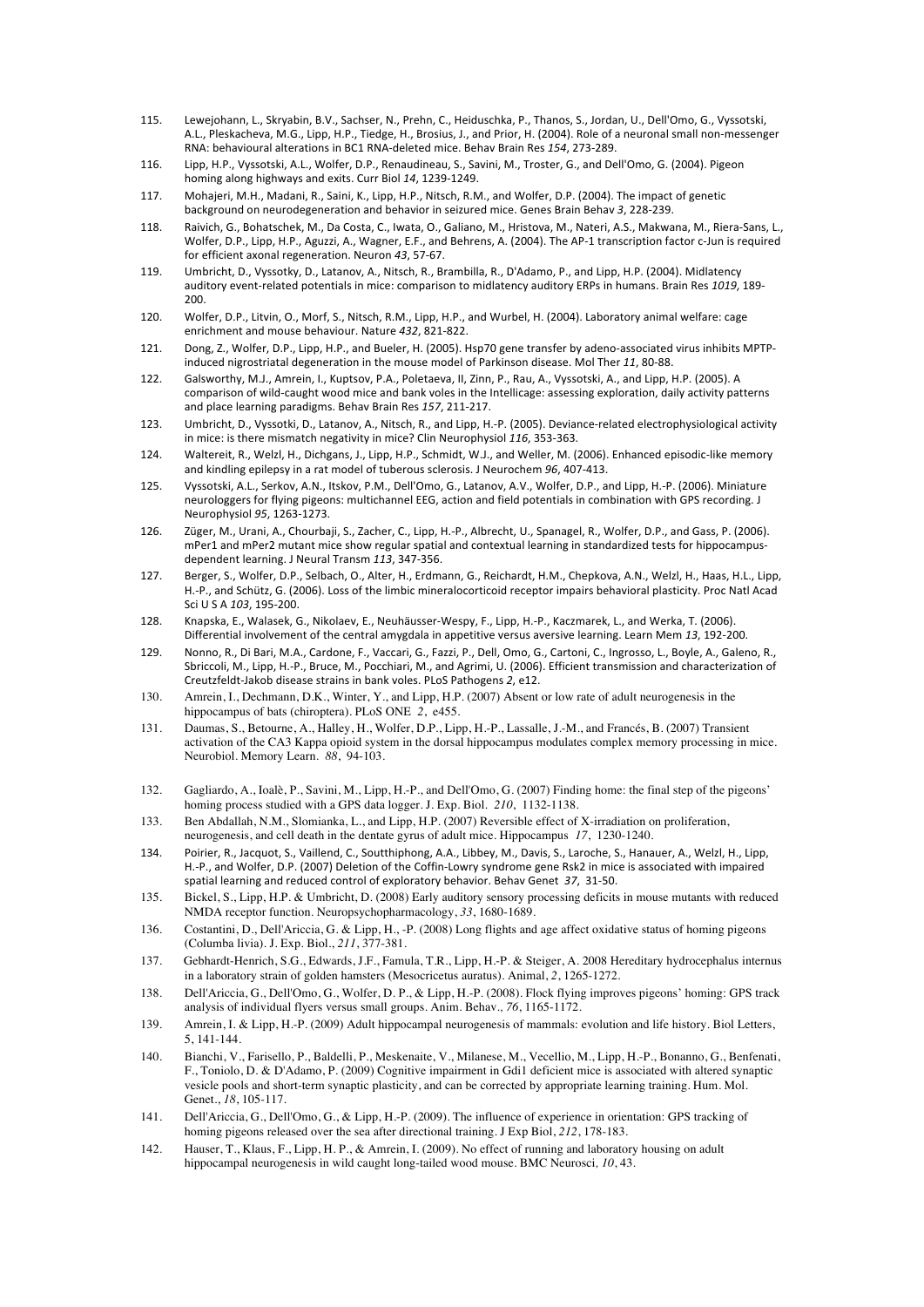115. Lewejohann, L., Skryabin, B.V., Sachser, N., Prehn, C., Heiduschka, P., Thanos, S., Jordan, U., Dell'Omo, G., Vyssotski, A.L., Pleskacheva, M.G., Lipp, H.P., Tiedge, H., Brosius, J., and Prior, H. (2004). Role of a neuronal small non-messenger RNA: behavioural alterations in BC1 RNA-deleted mice. Behav Brain Res *154*, 273-289.

116. Lipp, H.P., Vyssotski, A.L., Wolfer, D.P., Renaudineau, S., Savini, M., Troster, G., and Dell'Omo, G. (2004). Pigeon homing along highways and exits. Curr Biol *14*, 1239-1249.

117. Mohajeri, M.H., Madani, R., Saini, K., Lipp, H.P., Nitsch, R.M., and Wolfer, D.P. (2004). The impact of genetic background on neurodegeneration and behavior in seizured mice. Genes Brain Behav *3*, 228-239.

118. Raivich, G., Bohatschek, M., Da Costa, C., Iwata, O., Galiano, M., Hristova, M., Nateri, A.S., Makwana, M., Riera-Sans, L., Wolfer, D.P., Lipp, H.P., Aguzzi, A., Wagner, E.F., and Behrens, A. (2004). The AP-1 transcription factor c-Jun is required for efficient axonal regeneration. Neuron *43*, 57-67.

119. Umbricht, D., Vyssotky, D., Latanov, A., Nitsch, R., Brambilla, R., D'Adamo, P., and Lipp, H.P. (2004). Midlatency auditory event-related potentials in mice: comparison to midlatency auditory ERPs in humans. Brain Res *1019*, 189-200.

120. Wolfer, D.P., Litvin, O., Morf, S., Nitsch, R.M., Lipp, H.P., and Wurbel, H. (2004). Laboratory animal welfare: cage enrichment and mouse behaviour. Nature *432*, 821-822.

121. Dong, Z., Wolfer, D.P., Lipp, H.P., and Bueler, H. (2005). Hsp70 gene transfer by adeno-associated virus inhibits MPTP-induced nigrostriatal degeneration in the mouse model of Parkinson disease. Mol Ther *11*, 80-88.

122. Galsworthy, M.J., Amrein, I., Kuptsov, P.A., Poletaeva, II, Zinn, P., Rau, A., Vyssotski, A., and Lipp, H.P. (2005). A comparison of wild-caught wood mice and bank voles in the Intellicage: assessing exploration, daily activity patterns and place learning paradigms. Behav Brain Res *157*, 211-217.

123. Umbricht, D., Vyssotski, D., Latanov, A., Nitsch, R., and Lipp, H.-P. (2005). Deviance-related electrophysiological activity in mice: is there mismatch negativity in mice? Clin Neurophysiol *116*, 353-363.

124. Waltereit, R., Welzl, H., Dichgans, J., Lipp, H.P., Schmidt, W.J., and Weller, M. (2006). Enhanced episodic-like memory and kindling epilepsy in a rat model of tuberous sclerosis. J Neurochem *96*, 407-413.

125. Vyssotski, A.L., Serkov, A.N., Itskov, P.M., Dell'Omo, G., Latanov, A.V., Wolfer, D.P., and Lipp, H.-P. (2006). Miniature neurologgers for flying pigeons: multichannel EEG, action and field potentials in combination with GPS recording. J Neurophysiol *95*, 1263-1273.

126. Züger, M., Urani, A., Chourbaji, S., Zacher, C., Lipp, H.-P., Albrecht, U., Spanagel, R., Wolfer, D.P., and Gass, P. (2006). mPer1 and mPer2 mutant mice show regular spatial and contextual learning in standardized tests for hippocampus-dependent learning. J Neural Transm *113*, 347-356.

127. Berger, S., Wolfer, D.P., Selbach, O., Alter, H., Erdmann, G., Reichardt, H.M., Chepkova, A.N., Welzl, H., Haas, H.L., Lipp, H.-P., and Schütz, G. (2006). Loss of the limbic mineralocorticoid receptor impairs behavioral plasticity. Proc Natl Acad Sci U S A *103*, 195-200.

128. Knapska, E., Walasek, G., Nikolaev, E., Neuhäusser-Wespy, F., Lipp, H.-P., Kaczmarek, L., and Werka, T. (2006). Differential involvement of the central amygdala in appetitive versus aversive learning. Learn Mem *13*, 192-200.

129. Nonno, R., Di Bari, M.A., Cardone, F., Vaccari, G., Fazzi, P., Dell, Omo, G., Cartoni, C., Ingrosso, L., Boyle, A., Galeno, R., Sbriccoli, M., Lipp, H.-P., Bruce, M., Pocchiari, M., and Agrimi, U. (2006). Efficient transmission and characterization of Creutzfeldt-Jakob disease strains in bank voles. PLoS Pathogens *2*, e12.

130. Amrein, I., Dechmann, D.K., Winter, Y., and Lipp, H.P. (2007) Absent or low rate of adult neurogenesis in the hippocampus of bats (chiroptera). PLoS ONE *2*, e455.

131. Daumas, S., Betourne, A., Halley, H., Wolfer, D.P., Lipp, H.-P., Lassalle, J.-M., and Francés, B. (2007) Transient activation of the CA3 Kappa opioid system in the dorsal hippocampus modulates complex memory processing in mice. Neurobiol. Memory Learn. *88*, 94-103.

132. Gagliardo, A., Ioalè, P., Savini, M., Lipp, H.-P., and Dell'Omo, G. (2007) Finding home: the final step of the pigeons' homing process studied with a GPS data logger. J. Exp. Biol. *210*, 1132-1138.

133. Ben Abdallah, N.M., Slomianka, L., and Lipp, H.P. (2007) Reversible effect of X-irradiation on proliferation, neurogenesis, and cell death in the dentate gyrus of adult mice. Hippocampus *17*, 1230-1240.

134. Poirier, R., Jacquot, S., Vaillend, C., Soutthiphong, A.A., Libbey, M., Davis, S., Laroche, S., Hanauer, A., Welzl, H., Lipp, H.-P., and Wolfer, D.P. (2007) Deletion of the Coffin-Lowry syndrome gene Rsk2 in mice is associated with impaired spatial learning and reduced control of exploratory behavior. Behav Genet *37*, 31-50.

135. Bickel, S., Lipp, H.P. & Umbricht, D. (2008) Early auditory sensory processing deficits in mouse mutants with reduced NMDA receptor function. Neuropsychopharmacology, *33*, 1680-1689.

136. Costantini, D., Dell'Ariccia, G. & Lipp, H., -P. (2008) Long flights and age affect oxidative status of homing pigeons (Columba livia). J. Exp. Biol., *211*, 377-381.

137. Gebhardt-Henrich, S.G., Edwards, J.F., Famula, T.R., Lipp, H.-P. & Steiger, A. 2008 Hereditary hydrocephalus internus in a laboratory strain of golden hamsters (Mesocricetus auratus). Animal, *2*, 1265-1272.

138. Dell'Ariccia, G., Dell'Omo, G., Wolfer, D. P., & Lipp, H.-P. (2008). Flock flying improves pigeons' homing: GPS track analysis of individual flyers versus small groups. Anim. Behav., *76*, 1165-1172.

139. Amrein, I. & Lipp, H.-P. (2009) Adult hippocampal neurogenesis of mammals: evolution and life history. Biol Letters, 5, 141-144.

140. Bianchi, V., Farisello, P., Baldelli, P., Meskenaite, V., Milanese, M., Vecellio, M., Lipp, H.-P., Bonanno, G., Benfenati, F., Toniolo, D. & D'Adamo, P. (2009) Cognitive impairment in Gdi1 deficient mice is associated with altered synaptic vesicle pools and short-term synaptic plasticity, and can be corrected by appropriate learning training. Hum. Mol. Genet., *18*, 105-117.

141. Dell'Ariccia, G., Dell'Omo, G., & Lipp, H.-P. (2009). The influence of experience in orientation: GPS tracking of homing pigeons released over the sea after directional training. J Exp Biol, *212*, 178-183.

142. Hauser, T., Klaus, F., Lipp, H. P., & Amrein, I. (2009). No effect of running and laboratory housing on adult hippocampal neurogenesis in wild caught long-tailed wood mouse. BMC Neurosci, *10*, 43.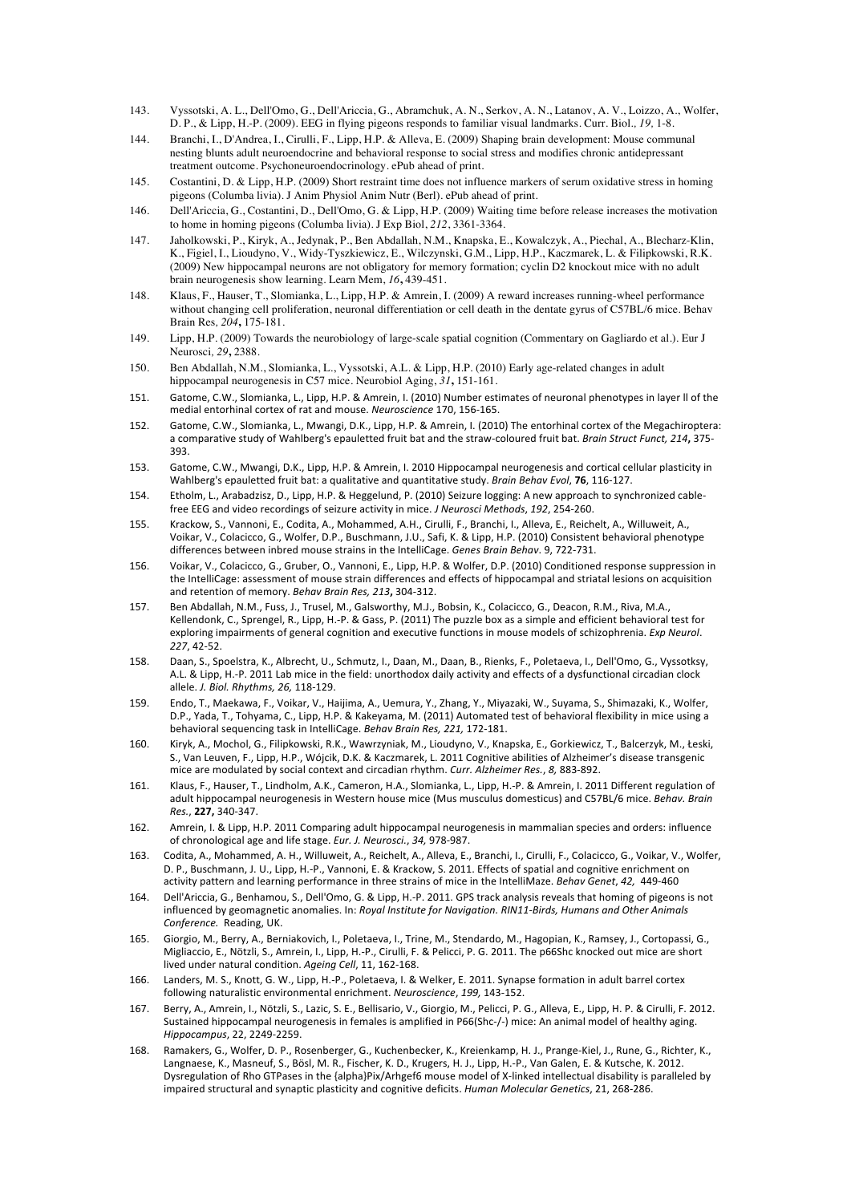143. Vyssotski, A. L., Dell'Omo, G., Dell'Ariccia, G., Abramchuk, A. N., Serkov, A. N., Latanov, A. V., Loizzo, A., Wolfer, D. P., & Lipp, H.-P. (2009). EEG in flying pigeons responds to familiar visual landmarks. Curr. Biol., *19,* 1-8.

144. Branchi, I., D'Andrea, I., Cirulli, F., Lipp, H.P. & Alleva, E. (2009) Shaping brain development: Mouse communal nesting blunts adult neuroendocrine and behavioral response to social stress and modifies chronic antidepressant treatment outcome. Psychoneuroendocrinology. ePub ahead of print.

145. Costantini, D. & Lipp, H.P. (2009) Short restraint time does not influence markers of serum oxidative stress in homing pigeons (Columba livia). J Anim Physiol Anim Nutr (Berl). ePub ahead of print.

146. Dell'Ariccia, G., Costantini, D., Dell'Omo, G. & Lipp, H.P. (2009) Waiting time before release increases the motivation to home in homing pigeons (Columba livia). J Exp Biol, *212*, 3361-3364.

147. Jaholkowski, P., Kiryk, A., Jedynak, P., Ben Abdallah, N.M., Knapska, E., Kowalczyk, A., Piechal, A., Blecharz-Klin, K., Figiel, I., Lioudyno, V., Widy-Tyszkiewicz, E., Wilczynski, G.M., Lipp, H.P., Kaczmarek, L. & Filipkowski, R.K. (2009) New hippocampal neurons are not obligatory for memory formation; cyclin D2 knockout mice with no adult brain neurogenesis show learning. Learn Mem, *16***,** 439-451.

148. Klaus, F., Hauser, T., Slomianka, L., Lipp, H.P. & Amrein, I. (2009) A reward increases running-wheel performance without changing cell proliferation, neuronal differentiation or cell death in the dentate gyrus of C57BL/6 mice. Behav Brain Res, *204***,** 175-181.

149. Lipp, H.P. (2009) Towards the neurobiology of large-scale spatial cognition (Commentary on Gagliardo et al.). Eur J Neurosci, *29***,** 2388.

150. Ben Abdallah, N.M., Slomianka, L., Vyssotski, A.L. & Lipp, H.P. (2010) Early age-related changes in adult hippocampal neurogenesis in C57 mice. Neurobiol Aging, *31***,** 151-161.

151. Gatome, C.W., Slomianka, L., Lipp, H.P. & Amrein, I. (2010) Number estimates of neuronal phenotypes in layer II of the medial entorhinal cortex of rat and mouse. *Neuroscience* 170, 156-165.

152. Gatome, C.W., Slomianka, L., Mwangi, D.K., Lipp, H.P. & Amrein, I. (2010) The entorhinal cortex of the Megachiroptera: a comparative study of Wahlberg's epauletted fruit bat and the straw-coloured fruit bat. *Brain Struct Funct, 214***,** 375-393.

153. Gatome, C.W., Mwangi, D.K., Lipp, H.P. & Amrein, I. 2010 Hippocampal neurogenesis and cortical cellular plasticity in Wahlberg's epauletted fruit bat: a qualitative and quantitative study. *Brain Behav Evol*, **76**, 116-127.

154. Etholm, L., Arabadzisz, D., Lipp, H.P. & Heggelund, P. (2010) Seizure logging: A new approach to synchronized cable-free EEG and video recordings of seizure activity in mice. *J Neurosci Methods*, *192*, 254-260.

155. Krackow, S., Vannoni, E., Codita, A., Mohammed, A.H., Cirulli, F., Branchi, I., Alleva, E., Reichelt, A., Willuweit, A., Voikar, V., Colacicco, G., Wolfer, D.P., Buschmann, J.U., Safi, K. & Lipp, H.P. (2010) Consistent behavioral phenotype differences between inbred mouse strains in the IntelliCage. *Genes Brain Behav*. 9, 722-731.

156. Voikar, V., Colacicco, G., Gruber, O., Vannoni, E., Lipp, H.P. & Wolfer, D.P. (2010) Conditioned response suppression in the IntelliCage: assessment of mouse strain differences and effects of hippocampal and striatal lesions on acquisition and retention of memory. *Behav Brain Res, 213***,** 304-312.

157. Ben Abdallah, N.M., Fuss, J., Trusel, M., Galsworthy, M.J., Bobsin, K., Colacicco, G., Deacon, R.M., Riva, M.A., Kellendonk, C., Sprengel, R., Lipp, H.-P. & Gass, P. (2011) The puzzle box as a simple and efficient behavioral test for exploring impairments of general cognition and executive functions in mouse models of schizophrenia. *Exp Neurol*. *227*, 42-52.

158. Daan, S., Spoelstra, K., Albrecht, U., Schmutz, I., Daan, M., Daan, B., Rienks, F., Poletaeva, I., Dell'Omo, G., Vyssotksy, A.L. & Lipp, H.-P. 2011 Lab mice in the field: unorthodox daily activity and effects of a dysfunctional circadian clock allele. *J. Biol. Rhythms, 26,* 118-129.

159. Endo, T., Maekawa, F., Voikar, V., Haijima, A., Uemura, Y., Zhang, Y., Miyazaki, W., Suyama, S., Shimazaki, K., Wolfer, D.P., Yada, T., Tohyama, C., Lipp, H.P. & Kakeyama, M. (2011) Automated test of behavioral flexibility in mice using a behavioral sequencing task in IntelliCage. *Behav Brain Res, 221,* 172-181.

160. Kiryk, A., Mochol, G., Filipkowski, R.K., Wawrzyniak, M., Lioudyno, V., Knapska, E., Gorkiewicz, T., Balcerzyk, M., Łeski, S., Van Leuven, F., Lipp, H.P., Wójcik, D.K. & Kaczmarek, L. 2011 Cognitive abilities of Alzheimer's disease transgenic mice are modulated by social context and circadian rhythm. *Curr. Alzheimer Res.*, *8,* 883-892.

161. Klaus, F., Hauser, T., Lindholm, A.K., Cameron, H.A., Slomianka, L., Lipp, H.-P. & Amrein, I. 2011 Different regulation of adult hippocampal neurogenesis in Western house mice (Mus musculus domesticus) and C57BL/6 mice. *Behav. Brain Res.*, **227,** 340-347.

162. Amrein, I. & Lipp, H.P. 2011 Comparing adult hippocampal neurogenesis in mammalian species and orders: influence of chronological age and life stage. *Eur. J. Neurosci.*, *34,* 978-987.

163. Codita, A., Mohammed, A. H., Willuweit, A., Reichelt, A., Alleva, E., Branchi, I., Cirulli, F., Colacicco, G., Voikar, V., Wolfer, D. P., Buschmann, J. U., Lipp, H.-P., Vannoni, E. & Krackow, S. 2011. Effects of spatial and cognitive enrichment on activity pattern and learning performance in three strains of mice in the IntelliMaze. *Behav Genet*, *42,* 449-460

164. Dell'Ariccia, G., Benhamou, S., Dell'Omo, G. & Lipp, H.-P. 2011. GPS track analysis reveals that homing of pigeons is not influenced by geomagnetic anomalies. In: *Royal Institute for Navigation. RIN11-Birds, Humans and Other Animals Conference.* Reading, UK.

165. Giorgio, M., Berry, A., Berniakovich, I., Poletaeva, I., Trine, M., Stendardo, M., Hagopian, K., Ramsey, J., Cortopassi, G., Migliaccio, E., Nötzli, S., Amrein, I., Lipp, H.-P., Cirulli, F. & Pelicci, P. G. 2011. The p66Shc knocked out mice are short lived under natural condition. *Ageing Cell*, 11, 162-168.

166. Landers, M. S., Knott, G. W., Lipp, H.-P., Poletaeva, I. & Welker, E. 2011. Synapse formation in adult barrel cortex following naturalistic environmental enrichment. *Neuroscience*, *199,* 143-152.

167. Berry, A., Amrein, I., Nötzli, S., Lazic, S. E., Bellisario, V., Giorgio, M., Pelicci, P. G., Alleva, E., Lipp, H. P. & Cirulli, F. 2012. Sustained hippocampal neurogenesis in females is amplified in P66(Shc-/-) mice: An animal model of healthy aging. *Hippocampus*, 22, 2249-2259.

168. Ramakers, G., Wolfer, D. P., Rosenberger, G., Kuchenbecker, K., Kreienkamp, H. J., Prange-Kiel, J., Rune, G., Richter, K., Langnaese, K., Masneuf, S., Bösl, M. R., Fischer, K. D., Krugers, H. J., Lipp, H.-P., Van Galen, E. & Kutsche, K. 2012. Dysregulation of Rho GTPases in the {alpha}Pix/Arhgef6 mouse model of X-linked intellectual disability is paralleled by impaired structural and synaptic plasticity and cognitive deficits. *Human Molecular Genetics*, 21, 268-286.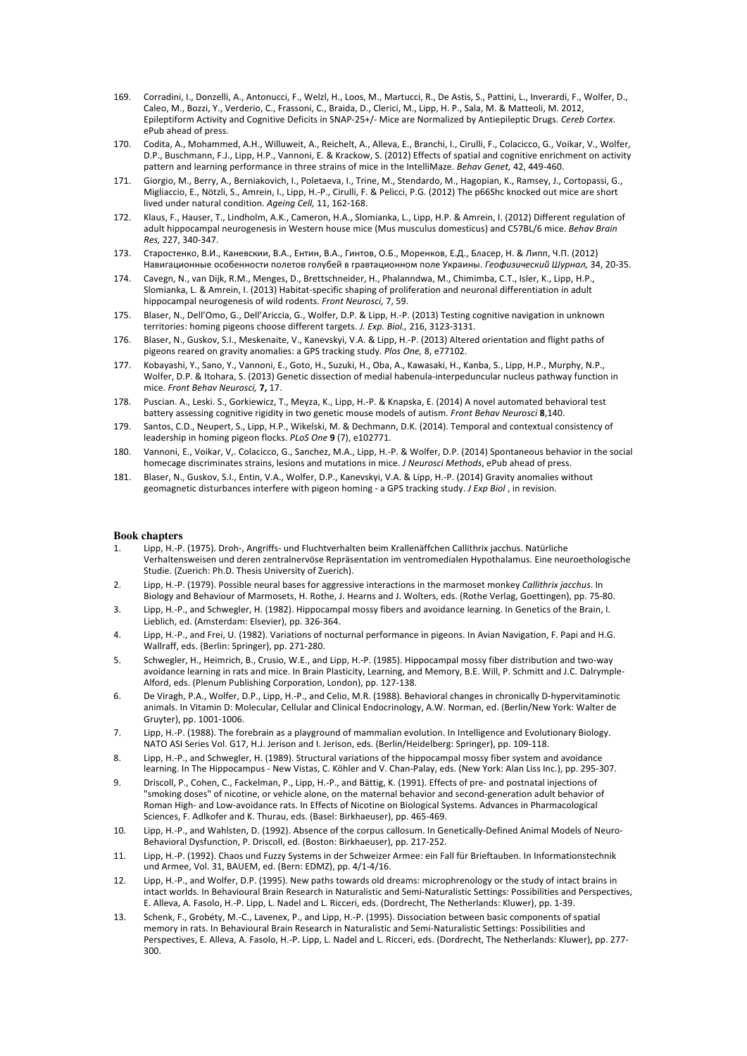169. Corradini, I., Donzelli, A., Antonucci, F., Welzl, H., Loos, M., Martucci, R., De Astis, S., Pattini, L., Inverardi, F., Wolfer, D., Caleo, M., Bozzi, Y., Verderio, C., Frassoni, C., Braida, D., Clerici, M., Lipp, H. P., Sala, M. & Matteoli, M. 2012, Epileptiform Activity and Cognitive Deficits in SNAP-25+/- Mice are Normalized by Antiepileptic Drugs. *Cereb Cortex*. ePub ahead of press.
170. Codita, A., Mohammed, A.H., Willuweit, A., Reichelt, A., Alleva, E., Branchi, I., Cirulli, F., Colacicco, G., Voikar, V., Wolfer, D.P., Buschmann, F.J., Lipp, H.P., Vannoni, E. & Krackow, S. (2012) Effects of spatial and cognitive enrichment on activity pattern and learning performance in three strains of mice in the IntelliMaze. *Behav Genet,* 42, 449-460.
171. Giorgio, M., Berry, A., Berniakovich, I., Poletaeva, I., Trine, M., Stendardo, M., Hagopian, K., Ramsey, J., Cortopassi, G., Migliaccio, E., Nötzli, S., Amrein, I., Lipp, H.-P., Cirulli, F. & Pelicci, P.G. (2012) The p66Shc knocked out mice are short lived under natural condition. *Ageing Cell,* 11, 162-168.
172. Klaus, F., Hauser, T., Lindholm, A.K., Cameron, H.A., Slomianka, L., Lipp, H.P. & Amrein, I. (2012) Different regulation of adult hippocampal neurogenesis in Western house mice (Mus musculus domesticus) and C57BL/6 mice. *Behav Brain Res,* 227, 340-347.
173. Старостенко, В.И., Каневскии, В.А., Ентин, В.А., Гинтов, О.Б., Моренков, Е.Д., Бласер, Н. & Липп, Ч.П. (2012) Навигационные особенности полетов голубей в гравтационном поле Украины. *Геофизический Шурнал,* 34, 20-35.
174. Cavegn, N., van Dijk, R.M., Menges, D., Brettschneider, H., Phalanndwa, M., Chimimba, C.T., Isler, K., Lipp, H.P., Slomianka, L. & Amrein, I. (2013) Habitat-specific shaping of proliferation and neuronal differentiation in adult hippocampal neurogenesis of wild rodents. *Front Neurosci,* 7, 59.
175. Blaser, N., Dell'Omo, G., Dell'Ariccia, G., Wolfer, D.P. & Lipp, H.-P. (2013) Testing cognitive navigation in unknown territories: homing pigeons choose different targets. *J. Exp. Biol.,* 216, 3123-3131.
176. Blaser, N., Guskov, S.I., Meskenaite, V., Kanevskyi, V.A. & Lipp, H.-P. (2013) Altered orientation and flight paths of pigeons reared on gravity anomalies: a GPS tracking study. *Plos One,* 8, e77102.
177. Kobayashi, Y., Sano, Y., Vannoni, E., Goto, H., Suzuki, H., Oba, A., Kawasaki, H., Kanba, S., Lipp, H.P., Murphy, N.P., Wolfer, D.P. & Itohara, S. (2013) Genetic dissection of medial habenula-interpeduncular nucleus pathway function in mice. *Front Behav Neurosci,* **7,** 17.
178. Puscian. A., Leski. S., Gorkiewicz, T., Meyza, K., Lipp, H.-P. & Knapska, E. (2014) A novel automated behavioral test battery assessing cognitive rigidity in two genetic mouse models of autism. *Front Behav Neurosci* **8**,140.
179. Santos, C.D., Neupert, S., Lipp, H.P., Wikelski, M. & Dechmann, D.K. (2014). Temporal and contextual consistency of leadership in homing pigeon flocks. *PLoS One* **9** (7), e102771.
180. Vannoni, E., Voikar, V,. Colacicco, G., Sanchez, M.A., Lipp, H.-P. & Wolfer, D.P. (2014) Spontaneous behavior in the social homecage discriminates strains, lesions and mutations in mice. *J Neurosci Methods*, ePub ahead of press.
181. Blaser, N., Guskov, S.I., Entin, V.A., Wolfer, D.P., Kanevskyi, V.A. & Lipp, H.-P. (2014) Gravity anomalies without geomagnetic disturbances interfere with pigeon homing - a GPS tracking study. *J Exp Biol* , in revision.

## Book chapters

1. Lipp, H.-P. (1975). Droh-, Angriffs- und Fluchtverhalten beim Krallenäffchen Callithrix jacchus. Natürliche Verhaltensweisen und deren zentralnervöse Repräsentation im ventromedialen Hypothalamus. Eine neuroethologische Studie. (Zuerich: Ph.D. Thesis University of Zuerich).
2. Lipp, H.-P. (1979). Possible neural bases for aggressive interactions in the marmoset monkey *Callithrix jacchus*. In Biology and Behaviour of Marmosets, H. Rothe, J. Hearns and J. Wolters, eds. (Rothe Verlag, Goettingen), pp. 75-80.
3. Lipp, H.-P., and Schwegler, H. (1982). Hippocampal mossy fibers and avoidance learning. In Genetics of the Brain, I. Lieblich, ed. (Amsterdam: Elsevier), pp. 326-364.
4. Lipp, H.-P., and Frei, U. (1982). Variations of nocturnal performance in pigeons. In Avian Navigation, F. Papi and H.G. Wallraff, eds. (Berlin: Springer), pp. 271-280.
5. Schwegler, H., Heimrich, B., Crusio, W.E., and Lipp, H.-P. (1985). Hippocampal mossy fiber distribution and two-way avoidance learning in rats and mice. In Brain Plasticity, Learning, and Memory, B.E. Will, P. Schmitt and J.C. Dalrymple-Alford, eds. (Plenum Publishing Corporation, London), pp. 127-138.
6. De Viragh, P.A., Wolfer, D.P., Lipp, H.-P., and Celio, M.R. (1988). Behavioral changes in chronically D-hypervitaminotic animals. In Vitamin D: Molecular, Cellular and Clinical Endocrinology, A.W. Norman, ed. (Berlin/New York: Walter de Gruyter), pp. 1001-1006.
7. Lipp, H.-P. (1988). The forebrain as a playground of mammalian evolution. In Intelligence and Evolutionary Biology. NATO ASI Series Vol. G17, H.J. Jerison and I. Jerison, eds. (Berlin/Heidelberg: Springer), pp. 109-118.
8. Lipp, H.-P., and Schwegler, H. (1989). Structural variations of the hippocampal mossy fiber system and avoidance learning. In The Hippocampus - New Vistas, C. Köhler and V. Chan-Palay, eds. (New York: Alan Liss Inc.), pp. 295-307.
9. Driscoll, P., Cohen, C., Fackelman, P., Lipp, H.-P., and Bättig, K. (1991). Effects of pre- and postnatal injections of "smoking doses" of nicotine, or vehicle alone, on the maternal behavior and second-generation adult behavior of Roman High- and Low-avoidance rats. In Effects of Nicotine on Biological Systems. Advances in Pharmacological Sciences, F. Adlkofer and K. Thurau, eds. (Basel: Birkhaeuser), pp. 465-469.
10. Lipp, H.-P., and Wahlsten, D. (1992). Absence of the corpus callosum. In Genetically-Defined Animal Models of Neuro-Behavioral Dysfunction, P. Driscoll, ed. (Boston: Birkhaeuser), pp. 217-252.
11. Lipp, H.-P. (1992). Chaos und Fuzzy Systems in der Schweizer Armee: ein Fall für Brieftauben. In Informationstechnik und Armee, Vol. 31, BAUEM, ed. (Bern: EDMZ), pp. 4/1-4/16.
12. Lipp, H.-P., and Wolfer, D.P. (1995). New paths towards old dreams: microphrenology or the study of intact brains in intact worlds. In Behavioural Brain Research in Naturalistic and Semi-Naturalistic Settings: Possibilities and Perspectives, E. Alleva, A. Fasolo, H.-P. Lipp, L. Nadel and L. Ricceri, eds. (Dordrecht, The Netherlands: Kluwer), pp. 1-39.
13. Schenk, F., Grobéty, M.-C., Lavenex, P., and Lipp, H.-P. (1995). Dissociation between basic components of spatial memory in rats. In Behavioural Brain Research in Naturalistic and Semi-Naturalistic Settings: Possibilities and Perspectives, E. Alleva, A. Fasolo, H.-P. Lipp, L. Nadel and L. Ricceri, eds. (Dordrecht, The Netherlands: Kluwer), pp. 277-300.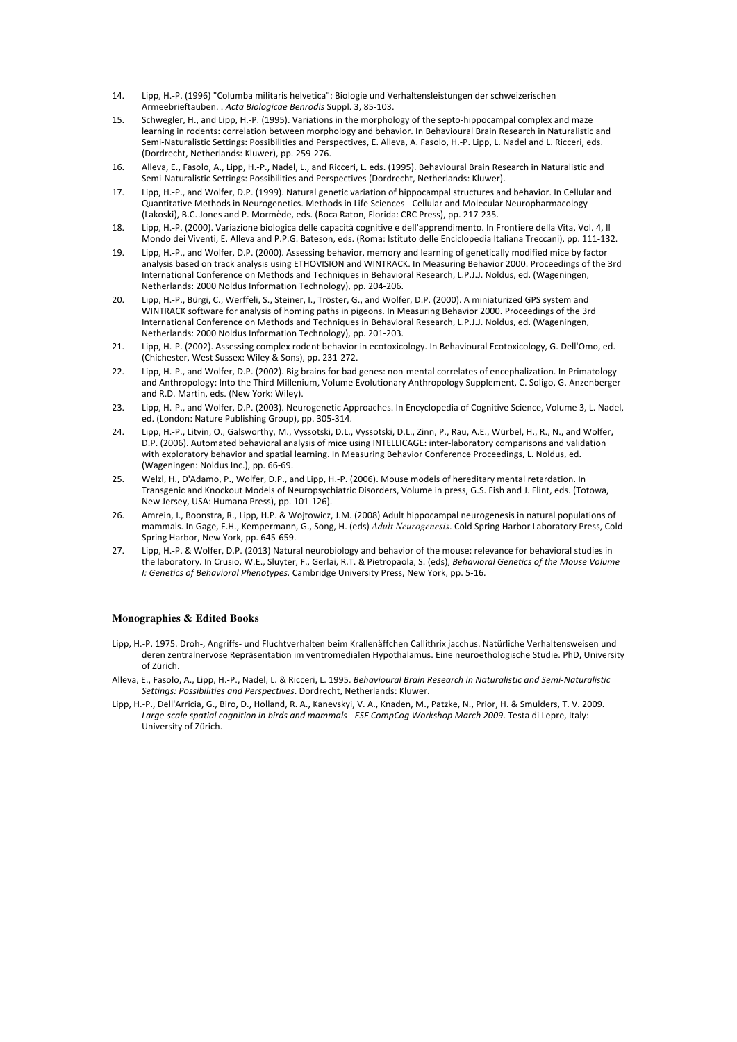14. Lipp, H.-P. (1996) "Columba militaris helvetica": Biologie und Verhaltensleistungen der schweizerischen Armeebrieftauben. . *Acta Biologicae Benrodis* Suppl. 3, 85-103.

15. Schwegler, H., and Lipp, H.-P. (1995). Variations in the morphology of the septo-hippocampal complex and maze learning in rodents: correlation between morphology and behavior. In Behavioural Brain Research in Naturalistic and Semi-Naturalistic Settings: Possibilities and Perspectives, E. Alleva, A. Fasolo, H.-P. Lipp, L. Nadel and L. Ricceri, eds. (Dordrecht, Netherlands: Kluwer), pp. 259-276.

16. Alleva, E., Fasolo, A., Lipp, H.-P., Nadel, L., and Ricceri, L. eds. (1995). Behavioural Brain Research in Naturalistic and Semi-Naturalistic Settings: Possibilities and Perspectives (Dordrecht, Netherlands: Kluwer).

17. Lipp, H.-P., and Wolfer, D.P. (1999). Natural genetic variation of hippocampal structures and behavior. In Cellular and Quantitative Methods in Neurogenetics. Methods in Life Sciences - Cellular and Molecular Neuropharmacology (Lakoski), B.C. Jones and P. Mormède, eds. (Boca Raton, Florida: CRC Press), pp. 217-235.

18. Lipp, H.-P. (2000). Variazione biologica delle capacità cognitive e dell'apprendimento. In Frontiere della Vita, Vol. 4, Il Mondo dei Viventi, E. Alleva and P.P.G. Bateson, eds. (Roma: Istituto delle Enciclopedia Italiana Treccani), pp. 111-132.

19. Lipp, H.-P., and Wolfer, D.P. (2000). Assessing behavior, memory and learning of genetically modified mice by factor analysis based on track analysis using ETHOVISION and WINTRACK. In Measuring Behavior 2000. Proceedings of the 3rd International Conference on Methods and Techniques in Behavioral Research, L.P.J.J. Noldus, ed. (Wageningen, Netherlands: 2000 Noldus Information Technology), pp. 204-206.

20. Lipp, H.-P., Bürgi, C., Werffeli, S., Steiner, I., Tröster, G., and Wolfer, D.P. (2000). A miniaturized GPS system and WINTRACK software for analysis of homing paths in pigeons. In Measuring Behavior 2000. Proceedings of the 3rd International Conference on Methods and Techniques in Behavioral Research, L.P.J.J. Noldus, ed. (Wageningen, Netherlands: 2000 Noldus Information Technology), pp. 201-203.

21. Lipp, H.-P. (2002). Assessing complex rodent behavior in ecotoxicology. In Behavioural Ecotoxicology, G. Dell'Omo, ed. (Chichester, West Sussex: Wiley & Sons), pp. 231-272.

22. Lipp, H.-P., and Wolfer, D.P. (2002). Big brains for bad genes: non-mental correlates of encephalization. In Primatology and Anthropology: Into the Third Millenium, Volume Evolutionary Anthropology Supplement, C. Soligo, G. Anzenberger and R.D. Martin, eds. (New York: Wiley).

23. Lipp, H.-P., and Wolfer, D.P. (2003). Neurogenetic Approaches. In Encyclopedia of Cognitive Science, Volume 3, L. Nadel, ed. (London: Nature Publishing Group), pp. 305-314.

24. Lipp, H.-P., Litvin, O., Galsworthy, M., Vyssotski, D.L., Vyssotski, D.L., Zinn, P., Rau, A.E., Würbel, H., R., N., and Wolfer, D.P. (2006). Automated behavioral analysis of mice using INTELLICAGE: inter-laboratory comparisons and validation with exploratory behavior and spatial learning. In Measuring Behavior Conference Proceedings, L. Noldus, ed. (Wageningen: Noldus Inc.), pp. 66-69.

25. Welzl, H., D'Adamo, P., Wolfer, D.P., and Lipp, H.-P. (2006). Mouse models of hereditary mental retardation. In Transgenic and Knockout Models of Neuropsychiatric Disorders, Volume in press, G.S. Fish and J. Flint, eds. (Totowa, New Jersey, USA: Humana Press), pp. 101-126).

26. Amrein, I., Boonstra, R., Lipp, H.P. & Wojtowicz, J.M. (2008) Adult hippocampal neurogenesis in natural populations of mammals. In Gage, F.H., Kempermann, G., Song, H. (eds) *Adult Neurogenesis*. Cold Spring Harbor Laboratory Press, Cold Spring Harbor, New York, pp. 645-659.

27. Lipp, H.-P. & Wolfer, D.P. (2013) Natural neurobiology and behavior of the mouse: relevance for behavioral studies in the laboratory. In Crusio, W.E., Sluyter, F., Gerlai, R.T. & Pietropaola, S. (eds), *Behavioral Genetics of the Mouse Volume I: Genetics of Behavioral Phenotypes.* Cambridge University Press, New York, pp. 5-16.

### Monographies & Edited Books

Lipp, H.-P. 1975. Droh-, Angriffs- und Fluchtverhalten beim Krallenäffchen Callithrix jacchus. Natürliche Verhaltensweisen und deren zentralnervöse Repräsentation im ventromedialen Hypothalamus. Eine neuroethologische Studie. PhD, University of Zürich.

Alleva, E., Fasolo, A., Lipp, H.-P., Nadel, L. & Ricceri, L. 1995. *Behavioural Brain Research in Naturalistic and Semi-Naturalistic Settings: Possibilities and Perspectives*. Dordrecht, Netherlands: Kluwer.

Lipp, H.-P., Dell'Arricia, G., Biro, D., Holland, R. A., Kanevskyi, V. A., Knaden, M., Patzke, N., Prior, H. & Smulders, T. V. 2009. *Large-scale spatial cognition in birds and mammals - ESF CompCog Workshop March 2009*. Testa di Lepre, Italy: University of Zürich.